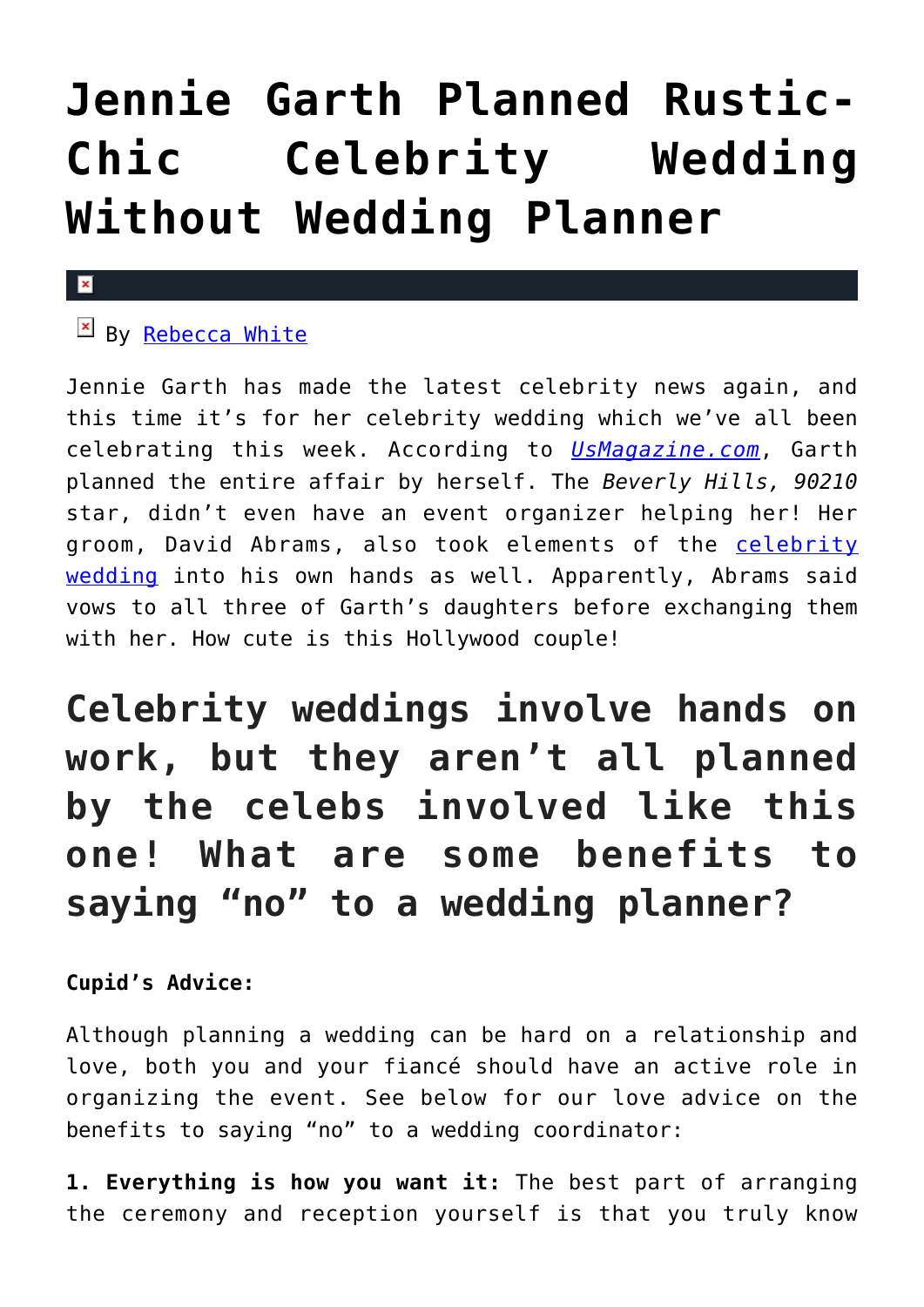# Jennie Garth Planned Rustic-Chic Celebrity Wedding Without Wedding Planner

By Rebecca White

Jennie Garth has made the latest celebrity news again, and this time it's for her celebrity wedding which we've all been celebrating this week. According to *UsMagazine.com*, Garth planned the entire affair by herself. The *Beverly Hills, 90210* star, didn't even have an event organizer helping her! Her groom, David Abrams, also took elements of the celebrity wedding into his own hands as well. Apparently, Abrams said vows to all three of Garth's daughters before exchanging them with her. How cute is this Hollywood couple!

## Celebrity weddings involve hands on work, but they aren't all planned by the celebs involved like this one! What are some benefits to saying "no" to a wedding planner?

**Cupid's Advice:**

Although planning a wedding can be hard on a relationship and love, both you and your fiancé should have an active role in organizing the event. See below for our love advice on the benefits to saying "no" to a wedding coordinator:

**1. Everything is how you want it:** The best part of arranging the ceremony and reception yourself is that you truly know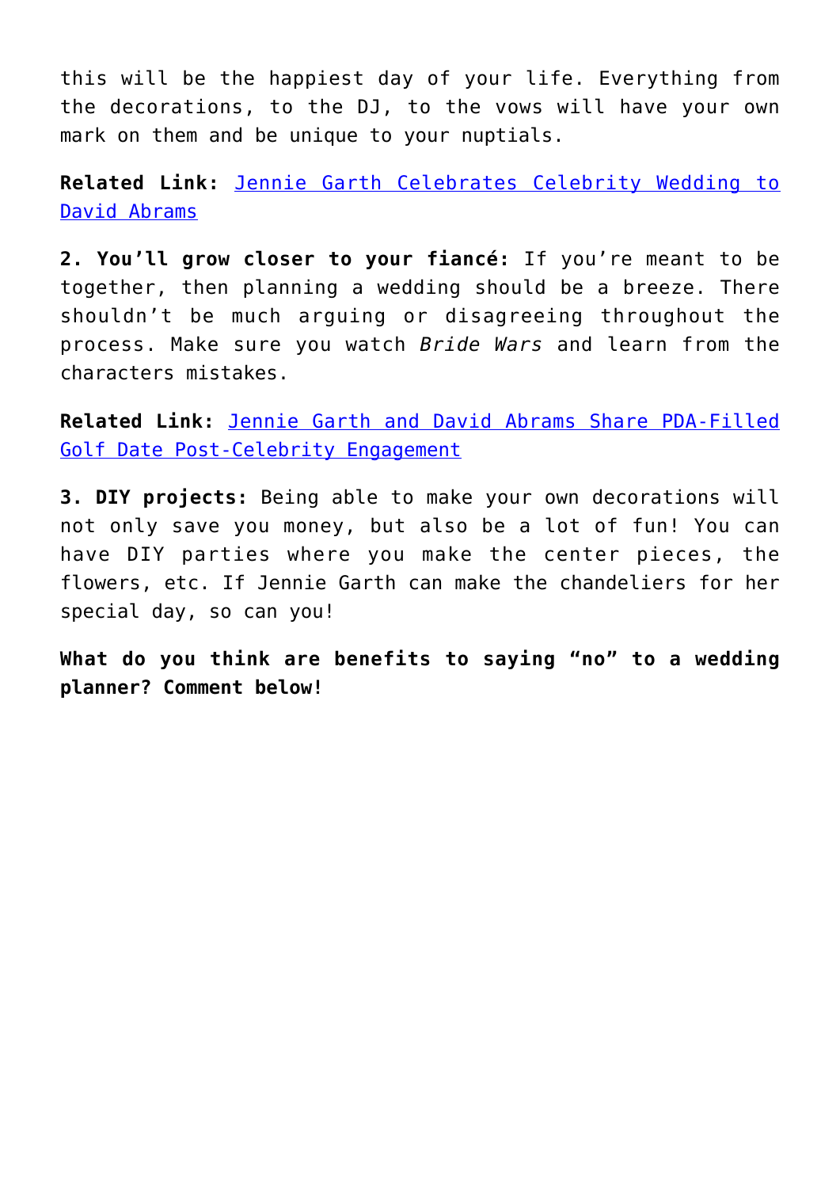this will be the happiest day of your life. Everything from the decorations, to the DJ, to the vows will have your own mark on them and be unique to your nuptials.

**Related Link:** [Jennie Garth Celebrates Celebrity Wedding to David Abrams]()

**2. You'll grow closer to your fiancé:** If you're meant to be together, then planning a wedding should be a breeze. There shouldn't be much arguing or disagreeing throughout the process. Make sure you watch *Bride Wars* and learn from the characters mistakes.

**Related Link:** [Jennie Garth and David Abrams Share PDA-Filled Golf Date Post-Celebrity Engagement]()

**3. DIY projects:** Being able to make your own decorations will not only save you money, but also be a lot of fun! You can have DIY parties where you make the center pieces, the flowers, etc. If Jennie Garth can make the chandeliers for her special day, so can you!

**What do you think are benefits to saying "no" to a wedding planner? Comment below!**